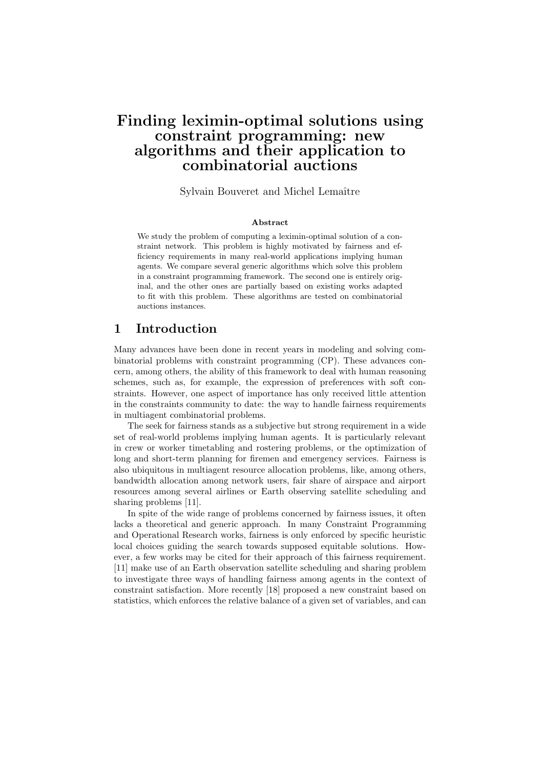# Finding leximin-optimal solutions using constraint programming: new algorithms and their application to combinatorial auctions

Sylvain Bouveret and Michel Lemaître

### Abstract

We study the problem of computing a leximin-optimal solution of a constraint network. This problem is highly motivated by fairness and efficiency requirements in many real-world applications implying human agents. We compare several generic algorithms which solve this problem in a constraint programming framework. The second one is entirely original, and the other ones are partially based on existing works adapted to fit with this problem. These algorithms are tested on combinatorial auctions instances.

## 1 Introduction

Many advances have been done in recent years in modeling and solving combinatorial problems with constraint programming (CP). These advances concern, among others, the ability of this framework to deal with human reasoning schemes, such as, for example, the expression of preferences with soft constraints. However, one aspect of importance has only received little attention in the constraints community to date: the way to handle fairness requirements in multiagent combinatorial problems.

The seek for fairness stands as a subjective but strong requirement in a wide set of real-world problems implying human agents. It is particularly relevant in crew or worker timetabling and rostering problems, or the optimization of long and short-term planning for firemen and emergency services. Fairness is also ubiquitous in multiagent resource allocation problems, like, among others, bandwidth allocation among network users, fair share of airspace and airport resources among several airlines or Earth observing satellite scheduling and sharing problems [11].

In spite of the wide range of problems concerned by fairness issues, it often lacks a theoretical and generic approach. In many Constraint Programming and Operational Research works, fairness is only enforced by specific heuristic local choices guiding the search towards supposed equitable solutions. However, a few works may be cited for their approach of this fairness requirement. [11] make use of an Earth observation satellite scheduling and sharing problem to investigate three ways of handling fairness among agents in the context of constraint satisfaction. More recently [18] proposed a new constraint based on statistics, which enforces the relative balance of a given set of variables, and can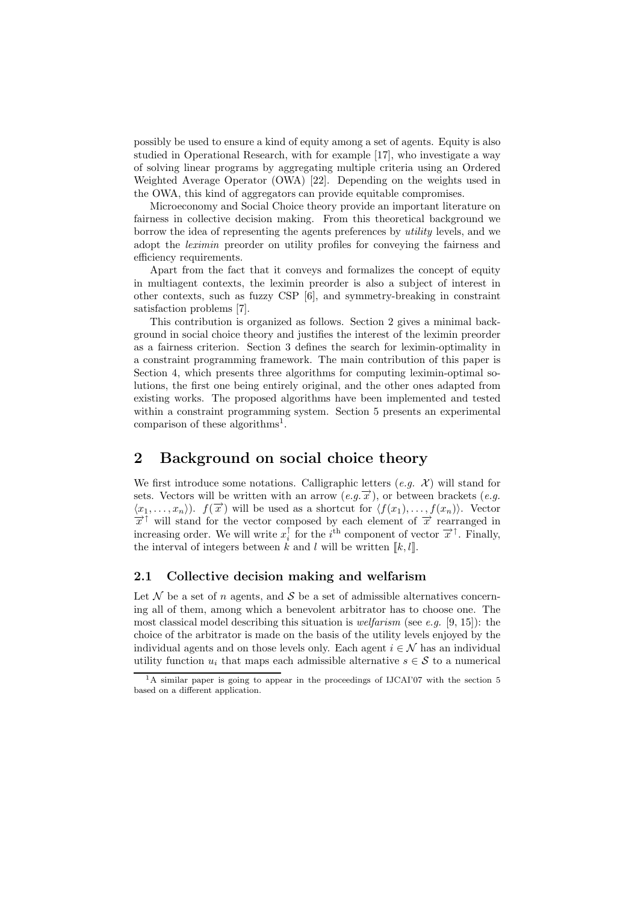possibly be used to ensure a kind of equity among a set of agents. Equity is also studied in Operational Research, with for example [17], who investigate a way of solving linear programs by aggregating multiple criteria using an Ordered Weighted Average Operator (OWA) [22]. Depending on the weights used in the OWA, this kind of aggregators can provide equitable compromises.

Microeconomy and Social Choice theory provide an important literature on fairness in collective decision making. From this theoretical background we borrow the idea of representing the agents preferences by *utility* levels, and we adopt the *leximin* preorder on utility profiles for conveying the fairness and efficiency requirements.

Apart from the fact that it conveys and formalizes the concept of equity in multiagent contexts, the leximin preorder is also a subject of interest in other contexts, such as fuzzy CSP [6], and symmetry-breaking in constraint satisfaction problems [7].

This contribution is organized as follows. Section 2 gives a minimal background in social choice theory and justifies the interest of the leximin preorder as a fairness criterion. Section 3 defines the search for leximin-optimality in a constraint programming framework. The main contribution of this paper is Section 4, which presents three algorithms for computing leximin-optimal solutions, the first one being entirely original, and the other ones adapted from existing works. The proposed algorithms have been implemented and tested within a constraint programming system. Section 5 presents an experimental comparison of these algorithms[1].

## 2 Background on social choice theory

We first introduce some notations. Calligraphic letters (*e.g.* $\mathcal{X}$) will stand for sets. Vectors will be written with an arrow (*e.g.* $\overrightarrow{x}$), or between brackets (*e.g.* $\langle x_1, \ldots, x_n \rangle$). $f(\overrightarrow{x})$ will be used as a shortcut for $\langle f(x_1), \ldots, f(x_n) \rangle$. Vector $\overrightarrow{x}^{\uparrow}$ will stand for the vector composed by each element of $\overrightarrow{x}$ rearranged in increasing order. We will write $x_i^{\uparrow}$ for the $i^{\text{th}}$ component of vector $\overrightarrow{x}^{\uparrow}$. Finally, the interval of integers between $k$ and $l$ will be written $[\![k, l]\!]$.

### 2.1 Collective decision making and welfarism

Let $\mathcal{N}$ be a set of $n$ agents, and $\mathcal{S}$ be a set of admissible alternatives concerning all of them, among which a benevolent arbitrator has to choose one. The most classical model describing this situation is *welfarism* (see *e.g.* [9, 15]): the choice of the arbitrator is made on the basis of the utility levels enjoyed by the individual agents and on those levels only. Each agent $i \in \mathcal{N}$ has an individual utility function $u_i$ that maps each admissible alternative $s \in \mathcal{S}$ to a numerical

[1] A similar paper is going to appear in the proceedings of IJCAI'07 with the section 5 based on a different application.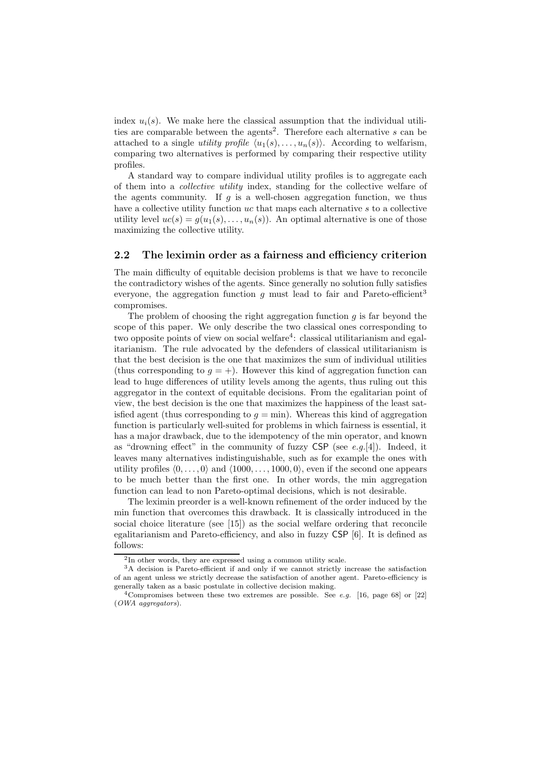index $u_i(s)$. We make here the classical assumption that the individual utilities are comparable between the agents[2]. Therefore each alternative $s$ can be attached to a single *utility profile* $\langle u_1(s), \ldots, u_n(s) \rangle$. According to welfarism, comparing two alternatives is performed by comparing their respective utility profiles.

A standard way to compare individual utility profiles is to aggregate each of them into a *collective utility* index, standing for the collective welfare of the agents community. If $g$ is a well-chosen aggregation function, we thus have a collective utility function $uc$ that maps each alternative $s$ to a collective utility level $uc(s) = g(u_1(s), \ldots, u_n(s))$. An optimal alternative is one of those maximizing the collective utility.

## 2.2 The leximin order as a fairness and efficiency criterion

The main difficulty of equitable decision problems is that we have to reconcile the contradictory wishes of the agents. Since generally no solution fully satisfies everyone, the aggregation function $g$ must lead to fair and Pareto-efficient[3] compromises.

The problem of choosing the right aggregation function $g$ is far beyond the scope of this paper. We only describe the two classical ones corresponding to two opposite points of view on social welfare[4]: classical utilitarianism and egalitarianism. The rule advocated by the defenders of classical utilitarianism is that the best decision is the one that maximizes the sum of individual utilities (thus corresponding to $g = +$). However this kind of aggregation function can lead to huge differences of utility levels among the agents, thus ruling out this aggregator in the context of equitable decisions. From the egalitarian point of view, the best decision is the one that maximizes the happiness of the least satisfied agent (thus corresponding to $g = \min$). Whereas this kind of aggregation function is particularly well-suited for problems in which fairness is essential, it has a major drawback, due to the idempotency of the min operator, and known as "drowning effect" in the community of fuzzy CSP (see *e.g.*[4]). Indeed, it leaves many alternatives indistinguishable, such as for example the ones with utility profiles $\langle 0, \ldots, 0 \rangle$ and $\langle 1000, \ldots, 1000, 0 \rangle$, even if the second one appears to be much better than the first one. In other words, the min aggregation function can lead to non Pareto-optimal decisions, which is not desirable.

The leximin preorder is a well-known refinement of the order induced by the min function that overcomes this drawback. It is classically introduced in the social choice literature (see [15]) as the social welfare ordering that reconcile egalitarianism and Pareto-efficiency, and also in fuzzy CSP [6]. It is defined as follows:

---

[2] In other words, they are expressed using a common utility scale.

[3] A decision is Pareto-efficient if and only if we cannot strictly increase the satisfaction of an agent unless we strictly decrease the satisfaction of another agent. Pareto-efficiency is generally taken as a basic postulate in collective decision making.

[4] Compromises between these two extremes are possible. See *e.g.* [16, page 68] or [22] (*OWA aggregators*).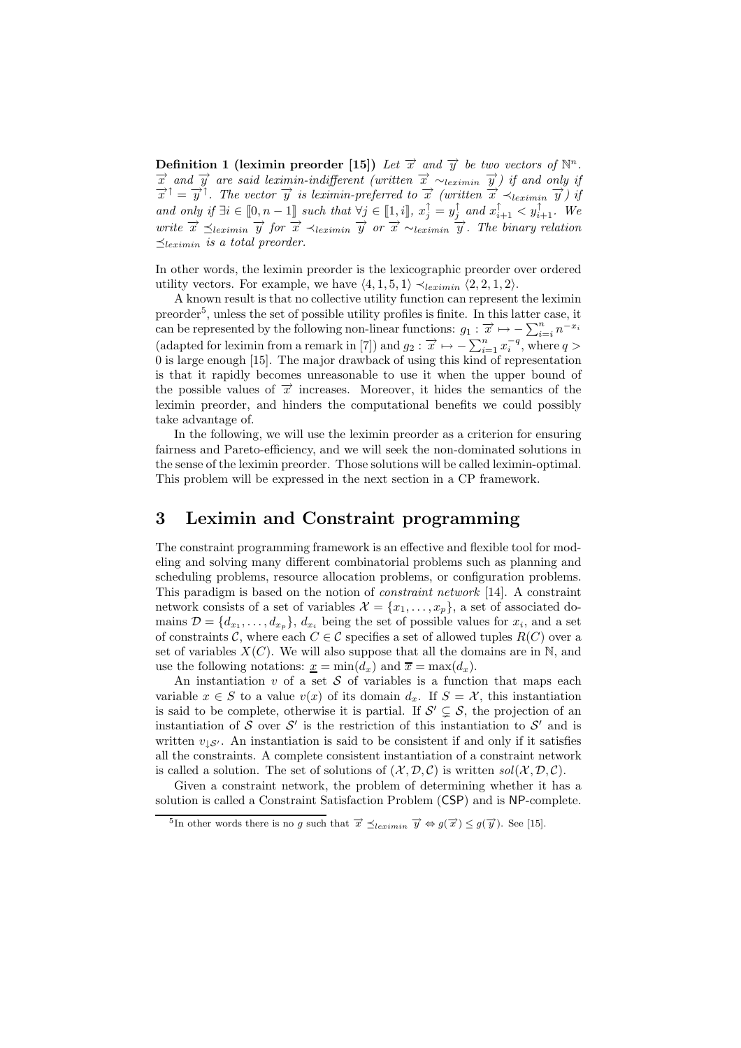**Definition 1 (leximin preorder [15])** *Let $\overrightarrow{x}$ and $\overrightarrow{y}$ be two vectors of $\mathbb{N}^n$. $\overrightarrow{x}$ and $\overrightarrow{y}$ are said leximin-indifferent (written $\overrightarrow{x} \sim_{leximin} \overrightarrow{y}$) if and only if $\overrightarrow{x}^{\uparrow} = \overrightarrow{y}^{\uparrow}$. The vector $\overrightarrow{y}$ is leximin-preferred to $\overrightarrow{x}$ (written $\overrightarrow{x} \prec_{leximin} \overrightarrow{y}$) if and only if $\exists i \in [\![0, n-1]\!]$ such that $\forall j \in [\![1, i]\!]$, $x^{\uparrow}_j = y^{\uparrow}_j$ and $x^{\uparrow}_{i+1} < y^{\uparrow}_{i+1}$. We write $\overrightarrow{x} \preceq_{leximin} \overrightarrow{y}$ for $\overrightarrow{x} \prec_{leximin} \overrightarrow{y}$ or $\overrightarrow{x} \sim_{leximin} \overrightarrow{y}$. The binary relation $\preceq_{leximin}$ is a total preorder.*

In other words, the leximin preorder is the lexicographic preorder over ordered utility vectors. For example, we have $\langle 4, 1, 5, 1 \rangle \prec_{leximin} \langle 2, 2, 1, 2 \rangle$.

A known result is that no collective utility function can represent the leximin preorder[5], unless the set of possible utility profiles is finite. In this latter case, it can be represented by the following non-linear functions: $g_1 : \overrightarrow{x} \mapsto -\sum_{i=i}^{n} n^{-x_i}$ (adapted for leximin from a remark in [7]) and $g_2 : \overrightarrow{x} \mapsto -\sum_{i=1}^{n} x_i^{-q}$, where $q > 0$ is large enough [15]. The major drawback of using this kind of representation is that it rapidly becomes unreasonable to use it when the upper bound of the possible values of $\overrightarrow{x}$ increases. Moreover, it hides the semantics of the leximin preorder, and hinders the computational benefits we could possibly take advantage of.

In the following, we will use the leximin preorder as a criterion for ensuring fairness and Pareto-efficiency, and we will seek the non-dominated solutions in the sense of the leximin preorder. Those solutions will be called leximin-optimal. This problem will be expressed in the next section in a CP framework.

# 3 Leximin and Constraint programming

The constraint programming framework is an effective and flexible tool for modeling and solving many different combinatorial problems such as planning and scheduling problems, resource allocation problems, or configuration problems. This paradigm is based on the notion of *constraint network* [14]. A constraint network consists of a set of variables $\mathcal{X} = \{x_1, \ldots, x_p\}$, a set of associated domains $\mathcal{D} = \{d_{x_1}, \ldots, d_{x_p}\}$, $d_{x_i}$ being the set of possible values for $x_i$, and a set of constraints $\mathcal{C}$, where each $C \in \mathcal{C}$ specifies a set of allowed tuples $R(C)$ over a set of variables $X(C)$. We will also suppose that all the domains are in $\mathbb{N}$, and use the following notations: $\underline{x} = \min(d_x)$ and $\overline{x} = \max(d_x)$.

An instantiation $v$ of a set $\mathcal{S}$ of variables is a function that maps each variable $x \in S$ to a value $v(x)$ of its domain $d_x$. If $S = \mathcal{X}$, this instantiation is said to be complete, otherwise it is partial. If $\mathcal{S}' \subsetneq \mathcal{S}$, the projection of an instantiation of $\mathcal{S}$ over $\mathcal{S}'$ is the restriction of this instantiation to $\mathcal{S}'$ and is written $v_{\downarrow \mathcal{S}'}$. An instantiation is said to be consistent if and only if it satisfies all the constraints. A complete consistent instantiation of a constraint network is called a solution. The set of solutions of $(\mathcal{X}, \mathcal{D}, \mathcal{C})$ is written $sol(\mathcal{X}, \mathcal{D}, \mathcal{C})$.

Given a constraint network, the problem of determining whether it has a solution is called a Constraint Satisfaction Problem (CSP) and is NP-complete.

[5] In other words there is no $g$ such that $\overrightarrow{x} \preceq_{leximin} \overrightarrow{y} \Leftrightarrow g(\overrightarrow{x}) \leq g(\overrightarrow{y})$. See [15].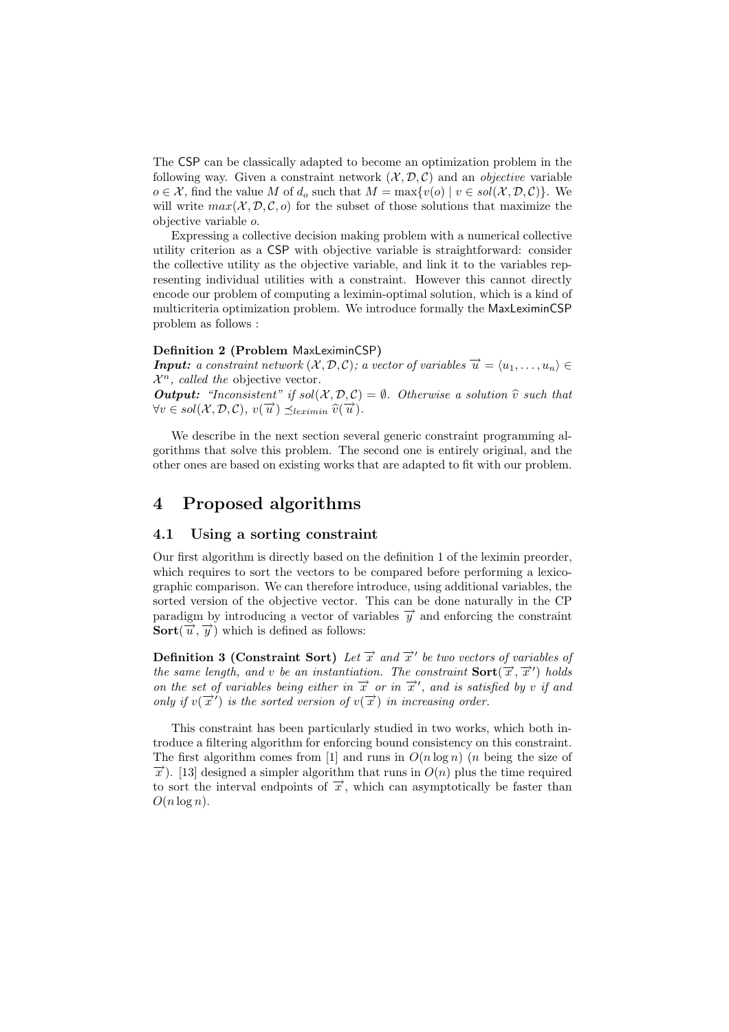The CSP can be classically adapted to become an optimization problem in the following way. Given a constraint network $(\mathcal{X}, \mathcal{D}, \mathcal{C})$ and an *objective* variable $o \in \mathcal{X}$, find the value $M$ of $d_o$ such that $M = \max\{v(o) \mid v \in sol(\mathcal{X}, \mathcal{D}, \mathcal{C})\}$. We will write $max(\mathcal{X}, \mathcal{D}, \mathcal{C}, o)$ for the subset of those solutions that maximize the objective variable $o$.

Expressing a collective decision making problem with a numerical collective utility criterion as a CSP with objective variable is straightforward: consider the collective utility as the objective variable, and link it to the variables representing individual utilities with a constraint. However this cannot directly encode our problem of computing a leximin-optimal solution, which is a kind of multicriteria optimization problem. We introduce formally the MaxLeximinCSP problem as follows :

**Definition 2 (Problem MaxLeximinCSP)**
***Input:*** *a constraint network* $(\mathcal{X}, \mathcal{D}, \mathcal{C})$*; a vector of variables* $\overrightarrow{u} = \langle u_1, \ldots, u_n \rangle \in \mathcal{X}^n$*, called the* objective vector.
***Output:*** *"Inconsistent" if* $sol(\mathcal{X}, \mathcal{D}, \mathcal{C}) = \emptyset$*. Otherwise a solution* $\widehat{v}$ *such that* $\forall v \in sol(\mathcal{X}, \mathcal{D}, \mathcal{C})$*,* $v(\overrightarrow{u}) \preceq_{leximin} \widehat{v}(\overrightarrow{u})$*.*

We describe in the next section several generic constraint programming algorithms that solve this problem. The second one is entirely original, and the other ones are based on existing works that are adapted to fit with our problem.

# 4 Proposed algorithms

## 4.1 Using a sorting constraint

Our first algorithm is directly based on the definition 1 of the leximin preorder, which requires to sort the vectors to be compared before performing a lexicographic comparison. We can therefore introduce, using additional variables, the sorted version of the objective vector. This can be done naturally in the CP paradigm by introducing a vector of variables $\overrightarrow{y}$ and enforcing the constraint $\mathbf{Sort}(\overrightarrow{u}, \overrightarrow{y})$ which is defined as follows:

**Definition 3 (Constraint Sort)** *Let* $\overrightarrow{x}$ *and* $\overrightarrow{x}'$ *be two vectors of variables of the same length, and* $v$ *be an instantiation. The constraint* $\mathbf{Sort}(\overrightarrow{x}, \overrightarrow{x}')$ *holds on the set of variables being either in* $\overrightarrow{x}$ *or in* $\overrightarrow{x}'$*, and is satisfied by* $v$ *if and only if* $v(\overrightarrow{x}')$ *is the sorted version of* $v(\overrightarrow{x})$ *in increasing order.*

This constraint has been particularly studied in two works, which both introduce a filtering algorithm for enforcing bound consistency on this constraint. The first algorithm comes from [1] and runs in $O(n \log n)$ ($n$ being the size of $\overrightarrow{x}$). [13] designed a simpler algorithm that runs in $O(n)$ plus the time required to sort the interval endpoints of $\overrightarrow{x}$, which can asymptotically be faster than $O(n \log n)$.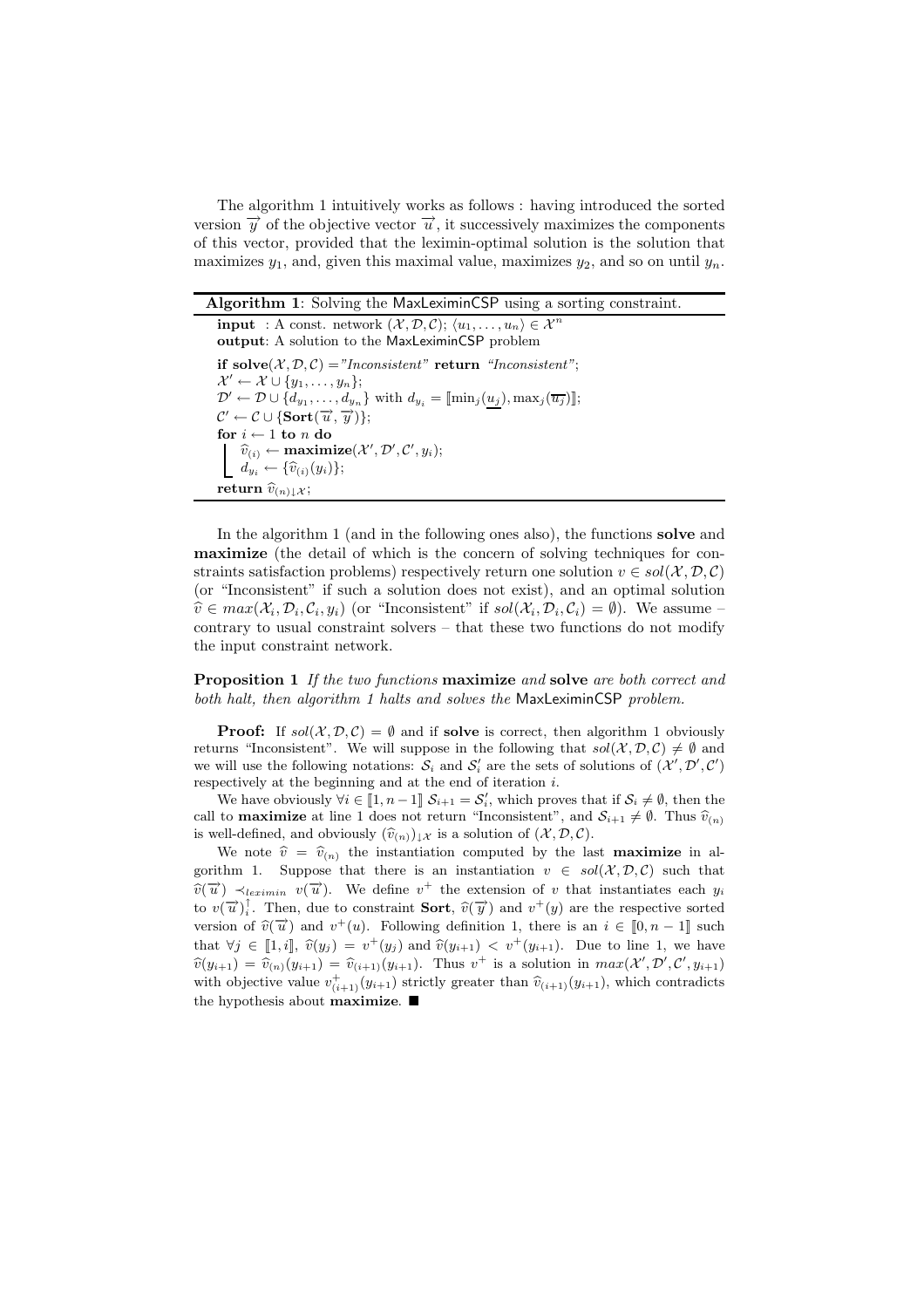The algorithm 1 intuitively works as follows : having introduced the sorted version $\overrightarrow{y}$ of the objective vector $\overrightarrow{u}$, it successively maximizes the components of this vector, provided that the leximin-optimal solution is the solution that maximizes $y_1$, and, given this maximal value, maximizes $y_2$, and so on until $y_n$.

**Algorithm 1**: Solving the MaxLeximinCSP using a sorting constraint.

**input** : A const. network $(\mathcal{X}, \mathcal{D}, \mathcal{C})$; $\langle u_1, \ldots, u_n \rangle \in \mathcal{X}^n$
**output**: A solution to the MaxLeximinCSP problem

**if solve**$(\mathcal{X}, \mathcal{D}, \mathcal{C}) =$"*Inconsistent*" **return** *"Inconsistent"*;
$\mathcal{X}' \leftarrow \mathcal{X} \cup \{y_1, \ldots, y_n\}$;
$\mathcal{D}' \leftarrow \mathcal{D} \cup \{d_{y_1}, \ldots, d_{y_n}\}$ with $d_{y_i} = [\![\min_j(\underline{u_j}), \max_j(\overline{u_j})]\!]$;
$\mathcal{C}' \leftarrow \mathcal{C} \cup \{\mathbf{Sort}(\overrightarrow{u}, \overrightarrow{y})\}$;
**for** $i \leftarrow 1$ **to** $n$ **do**
  $\widehat{v}_{(i)} \leftarrow \mathbf{maximize}(\mathcal{X}', \mathcal{D}', \mathcal{C}', y_i)$;
  $d_{y_i} \leftarrow \{\widehat{v}_{(i)}(y_i)\}$;
**return** $\widehat{v}_{(n)\downarrow\mathcal{X}}$;

In the algorithm 1 (and in the following ones also), the functions **solve** and **maximize** (the detail of which is the concern of solving techniques for constraints satisfaction problems) respectively return one solution $v \in sol(\mathcal{X}, \mathcal{D}, \mathcal{C})$ (or "Inconsistent" if such a solution does not exist), and an optimal solution $\widehat{v} \in max(\mathcal{X}_i, \mathcal{D}_i, \mathcal{C}_i, y_i)$ (or "Inconsistent" if $sol(\mathcal{X}_i, \mathcal{D}_i, \mathcal{C}_i) = \emptyset$). We assume – contrary to usual constraint solvers – that these two functions do not modify the input constraint network.

**Proposition 1** *If the two functions* **maximize** *and* **solve** *are both correct and both halt, then algorithm 1 halts and solves the* MaxLeximinCSP *problem.*

**Proof:** If $sol(\mathcal{X}, \mathcal{D}, \mathcal{C}) = \emptyset$ and if **solve** is correct, then algorithm 1 obviously returns "Inconsistent". We will suppose in the following that $sol(\mathcal{X}, \mathcal{D}, \mathcal{C}) \neq \emptyset$ and we will use the following notations: $\mathcal{S}_i$ and $\mathcal{S}'_i$ are the sets of solutions of $(\mathcal{X}', \mathcal{D}', \mathcal{C}')$ respectively at the beginning and at the end of iteration $i$.

We have obviously $\forall i \in [\![1, n-1]\!]$ $\mathcal{S}_{i+1} = \mathcal{S}'_i$, which proves that if $\mathcal{S}_i \neq \emptyset$, then the call to **maximize** at line 1 does not return "Inconsistent", and $\mathcal{S}_{i+1} \neq \emptyset$. Thus $\widehat{v}_{(n)}$ is well-defined, and obviously $(\widehat{v}_{(n)})_{\downarrow\mathcal{X}}$ is a solution of $(\mathcal{X}, \mathcal{D}, \mathcal{C})$.

We note $\widehat{v} = \widehat{v}_{(n)}$ the instantiation computed by the last **maximize** in algorithm 1. Suppose that there is an instantiation $v \in sol(\mathcal{X}, \mathcal{D}, \mathcal{C})$ such that $\widehat{v}(\overrightarrow{u}) \prec_{leximin} v(\overrightarrow{u})$. We define $v^+$ the extension of $v$ that instantiates each $y_i$ to $v(\overrightarrow{u})^{\uparrow}_i$. Then, due to constraint **Sort**, $\widehat{v}(\overrightarrow{y})$ and $v^+(y)$ are the respective sorted version of $\widehat{v}(\overrightarrow{u})$ and $v^+(u)$. Following definition 1, there is an $i \in [\![0, n-1]\!]$ such that $\forall j \in [\![1, i]\!]$, $\widehat{v}(y_j) = v^+(y_j)$ and $\widehat{v}(y_{i+1}) < v^+(y_{i+1})$. Due to line 1, we have $\widehat{v}(y_{i+1}) = \widehat{v}_{(n)}(y_{i+1}) = \widehat{v}_{(i+1)}(y_{i+1})$. Thus $v^+$ is a solution in $max(\mathcal{X}', \mathcal{D}', \mathcal{C}', y_{i+1})$ with objective value $v^+_{(i+1)}(y_{i+1})$ strictly greater than $\widehat{v}_{(i+1)}(y_{i+1})$, which contradicts the hypothesis about **maximize**. ■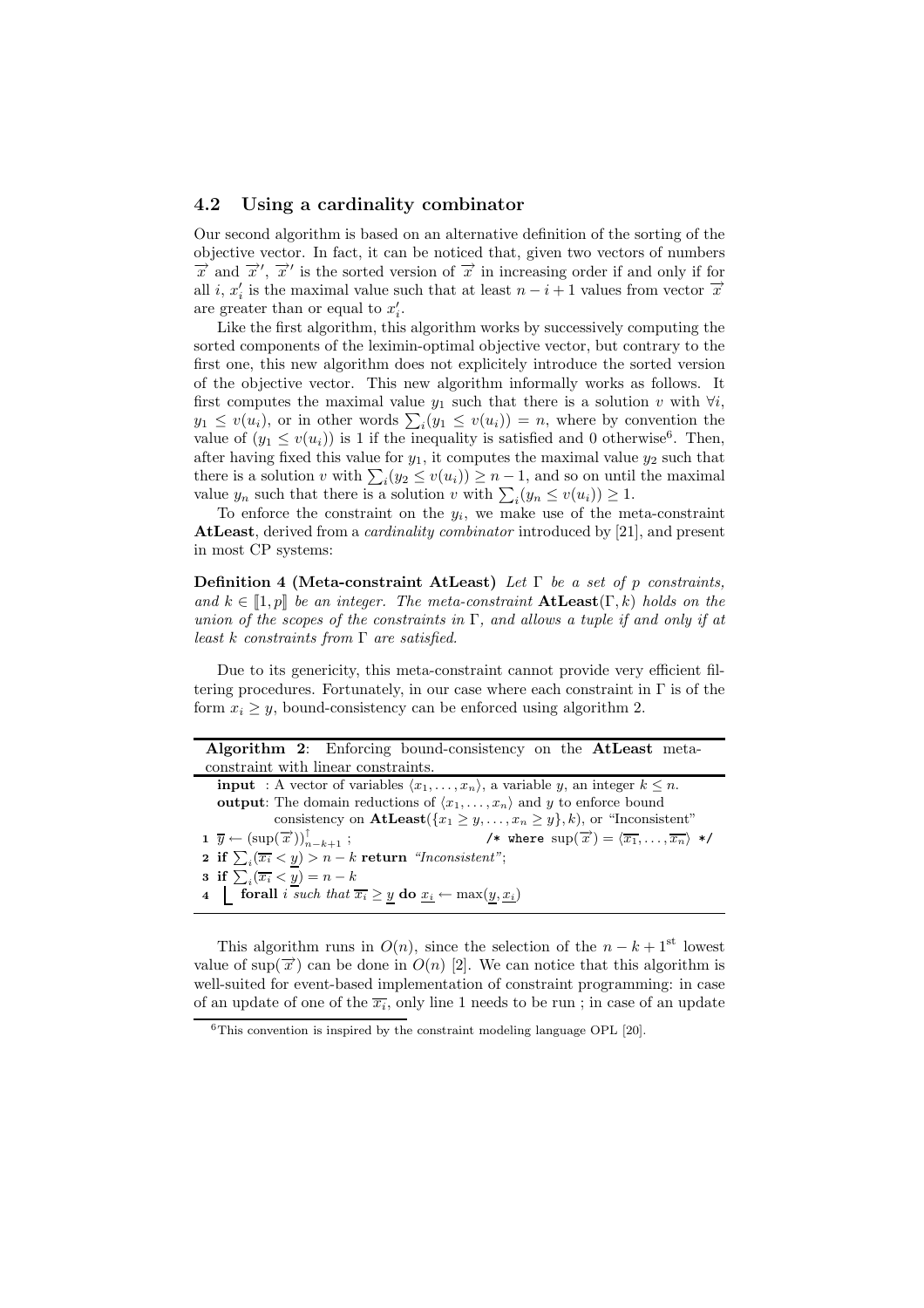### 4.2 Using a cardinality combinator

Our second algorithm is based on an alternative definition of the sorting of the objective vector. In fact, it can be noticed that, given two vectors of numbers $\overrightarrow{x}$ and $\overrightarrow{x}'$, $\overrightarrow{x}'$ is the sorted version of $\overrightarrow{x}$ in increasing order if and only if for all $i$, $x'_i$ is the maximal value such that at least $n-i+1$ values from vector $\overrightarrow{x}$ are greater than or equal to $x'_i$.

Like the first algorithm, this algorithm works by successively computing the sorted components of the leximin-optimal objective vector, but contrary to the first one, this new algorithm does not explicitely introduce the sorted version of the objective vector. This new algorithm informally works as follows. It first computes the maximal value $y_1$ such that there is a solution $v$ with $\forall i$, $y_1 \leq v(u_i)$, or in other words $\sum_i (y_1 \leq v(u_i)) = n$, where by convention the value of $(y_1 \leq v(u_i))$ is 1 if the inequality is satisfied and 0 otherwise[6]. Then, after having fixed this value for $y_1$, it computes the maximal value $y_2$ such that there is a solution $v$ with $\sum_i (y_2 \leq v(u_i)) \geq n-1$, and so on until the maximal value $y_n$ such that there is a solution $v$ with $\sum_i (y_n \leq v(u_i)) \geq 1$.

To enforce the constraint on the $y_i$, we make use of the meta-constraint **AtLeast**, derived from a *cardinality combinator* introduced by [21], and present in most CP systems:

**Definition 4 (Meta-constraint AtLeast)** *Let $\Gamma$ be a set of $p$ constraints, and $k \in [\![1, p]\!]$ be an integer. The meta-constraint* **AtLeast**$(\Gamma, k)$ *holds on the union of the scopes of the constraints in $\Gamma$, and allows a tuple if and only if at least $k$ constraints from $\Gamma$ are satisfied.*

Due to its genericity, this meta-constraint cannot provide very efficient filtering procedures. Fortunately, in our case where each constraint in $\Gamma$ is of the form $x_i \geq y$, bound-consistency can be enforced using algorithm 2.

**Algorithm 2**: Enforcing bound-consistency on the **AtLeast** meta-constraint with linear constraints.

**input** : A vector of variables $\langle x_1, \dots, x_n \rangle$, a variable $y$, an integer $k \leq n$.
**output**: The domain reductions of $\langle x_1, \dots, x_n \rangle$ and $y$ to enforce bound consistency on **AtLeast**$(\{x_1 \geq y, \dots, x_n \geq y\}, k)$, or "Inconsistent"

1. $\overline{y} \leftarrow (\sup(\overrightarrow{x}))^{\uparrow}_{n-k+1}$ ;  /* where $\sup(\overrightarrow{x}) = \langle \overline{x_1}, \dots, \overline{x_n} \rangle$ */
2. **if** $\sum_i (\overline{x_i} < \underline{y}) > n-k$ **return** *"Inconsistent"*;
3. **if** $\sum_i (\overline{x_i} < \underline{y}) = n-k$
4. &nbsp;&nbsp;&nbsp;&nbsp;**forall** $i$ *such that* $\overline{x_i} \geq \underline{y}$ **do** $\underline{x_i} \leftarrow \max(\underline{y}, \underline{x_i})$

This algorithm runs in $O(n)$, since the selection of the $n-k+1^{\text{st}}$ lowest value of $\sup(\overrightarrow{x})$ can be done in $O(n)$ [2]. We can notice that this algorithm is well-suited for event-based implementation of constraint programming: in case of an update of one of the $\overline{x_i}$, only line 1 needs to be run ; in case of an update

[6] This convention is inspired by the constraint modeling language OPL [20].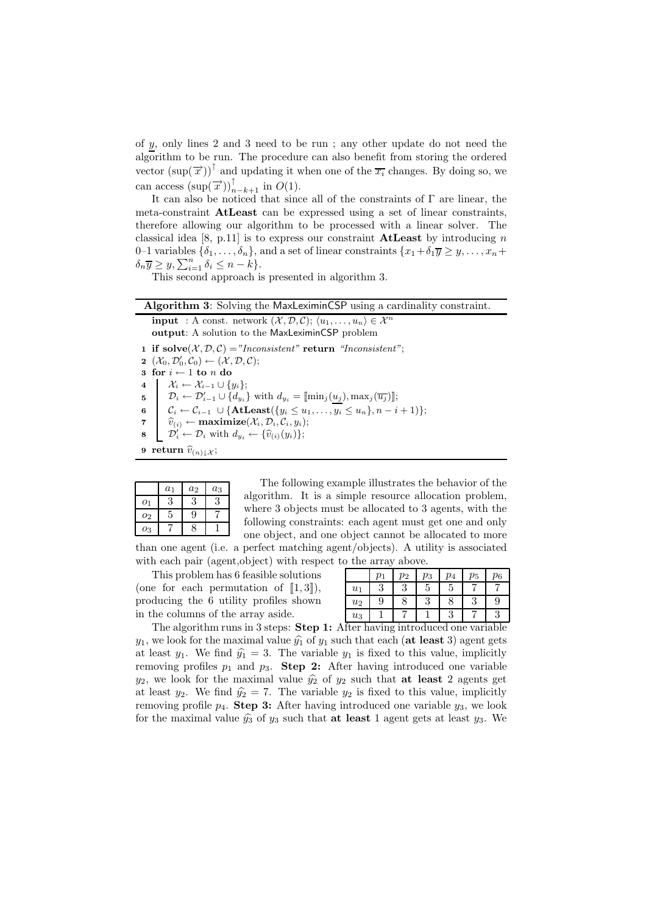of $\underline{y}$, only lines 2 and 3 need to be run ; any other update do not need the algorithm to be run. The procedure can also benefit from storing the ordered vector $(\sup(\overrightarrow{x}))^{\uparrow}$ and updating it when one of the $\overline{x_i}$ changes. By doing so, we can access $(\sup(\overrightarrow{x}))^{\uparrow}_{n-k+1}$ in $O(1)$.

It can also be noticed that since all of the constraints of $\Gamma$ are linear, the meta-constraint **AtLeast** can be expressed using a set of linear constraints, therefore allowing our algorithm to be processed with a linear solver. The classical idea [8, p.11] is to express our constraint **AtLeast** by introducing $n$ 0–1 variables $\{\delta_1, \ldots, \delta_n\}$, and a set of linear constraints $\{x_1 + \delta_1 \overline{y} \geq y, \ldots, x_n + \delta_n \overline{y} \geq y, \sum_{i=1}^{n} \delta_i \leq n - k\}$.

This second approach is presented in algorithm 3.

**Algorithm 3**: Solving the MaxLeximinCSP using a cardinality constraint.

**input** : A const. network $(\mathcal{X}, \mathcal{D}, \mathcal{C})$; $\langle u_1, \ldots, u_n \rangle \in \mathcal{X}^n$
**output**: A solution to the MaxLeximinCSP problem

1. **if solve**$(\mathcal{X}, \mathcal{D}, \mathcal{C})$ ="*Inconsistent*" **return** "*Inconsistent*";
2. $(\mathcal{X}_0, \mathcal{D}'_0, \mathcal{C}_0) \leftarrow (\mathcal{X}, \mathcal{D}, \mathcal{C})$;
3. **for** $i \leftarrow 1$ **to** $n$ **do**
4. $\quad \mathcal{X}_i \leftarrow \mathcal{X}_{i-1} \cup \{y_i\}$;
5. $\quad \mathcal{D}_i \leftarrow \mathcal{D}'_{i-1} \cup \{d_{y_i}\}$ with $d_{y_i} = [\![\min_j(\underline{u_j}), \max_j(\overline{u_j})]\!]$;
6. $\quad \mathcal{C}_i \leftarrow \mathcal{C}_{i-1} \cup \{\textbf{AtLeast}(\{y_i \leq u_1, \ldots, y_i \leq u_n\}, n - i + 1)\}$;
7. $\quad \widehat{v}_{(i)} \leftarrow \textbf{maximize}(\mathcal{X}_i, \mathcal{D}_i, \mathcal{C}_i, y_i)$;
8. $\quad \mathcal{D}'_i \leftarrow \mathcal{D}_i$ with $d_{y_i} \leftarrow \{\widehat{v}_{(i)}(y_i)\}$;
9. **return** $\widehat{v}_{(n)\downarrow\mathcal{X}}$;

|  | $a_1$ | $a_2$ | $a_3$ |
|---|---|---|---|
| $o_1$ | 3 | 3 | 3 |
| $o_2$ | 5 | 9 | 7 |
| $o_3$ | 7 | 8 | 1 |

The following example illustrates the behavior of the algorithm. It is a simple resource allocation problem, where 3 objects must be allocated to 3 agents, with the following constraints: each agent must get one and only one object, and one object cannot be allocated to more than one agent (i.e. a perfect matching agent/objects). A utility is associated with each pair (agent,object) with respect to the array above.

This problem has 6 feasible solutions (one for each permutation of $[\![1, 3]\!]$), producing the 6 utility profiles shown in the columns of the array aside.

|  | $p_1$ | $p_2$ | $p_3$ | $p_4$ | $p_5$ | $p_6$ |
|---|---|---|---|---|---|---|
| $u_1$ | 3 | 3 | 5 | 5 | 7 | 7 |
| $u_2$ | 9 | 8 | 3 | 8 | 3 | 9 |
| $u_3$ | 1 | 7 | 1 | 3 | 7 | 3 |

The algorithm runs in 3 steps: **Step 1:** After having introduced one variable $y_1$, we look for the maximal value $\widehat{y_1}$ of $y_1$ such that each (**at least** 3) agent gets at least $y_1$. We find $\widehat{y_1} = 3$. The variable $y_1$ is fixed to this value, implicitly removing profiles $p_1$ and $p_3$. **Step 2:** After having introduced one variable $y_2$, we look for the maximal value $\widehat{y_2}$ of $y_2$ such that **at least** 2 agents get at least $y_2$. We find $\widehat{y_2} = 7$. The variable $y_2$ is fixed to this value, implicitly removing profile $p_4$. **Step 3:** After having introduced one variable $y_3$, we look for the maximal value $\widehat{y_3}$ of $y_3$ such that **at least** 1 agent gets at least $y_3$. We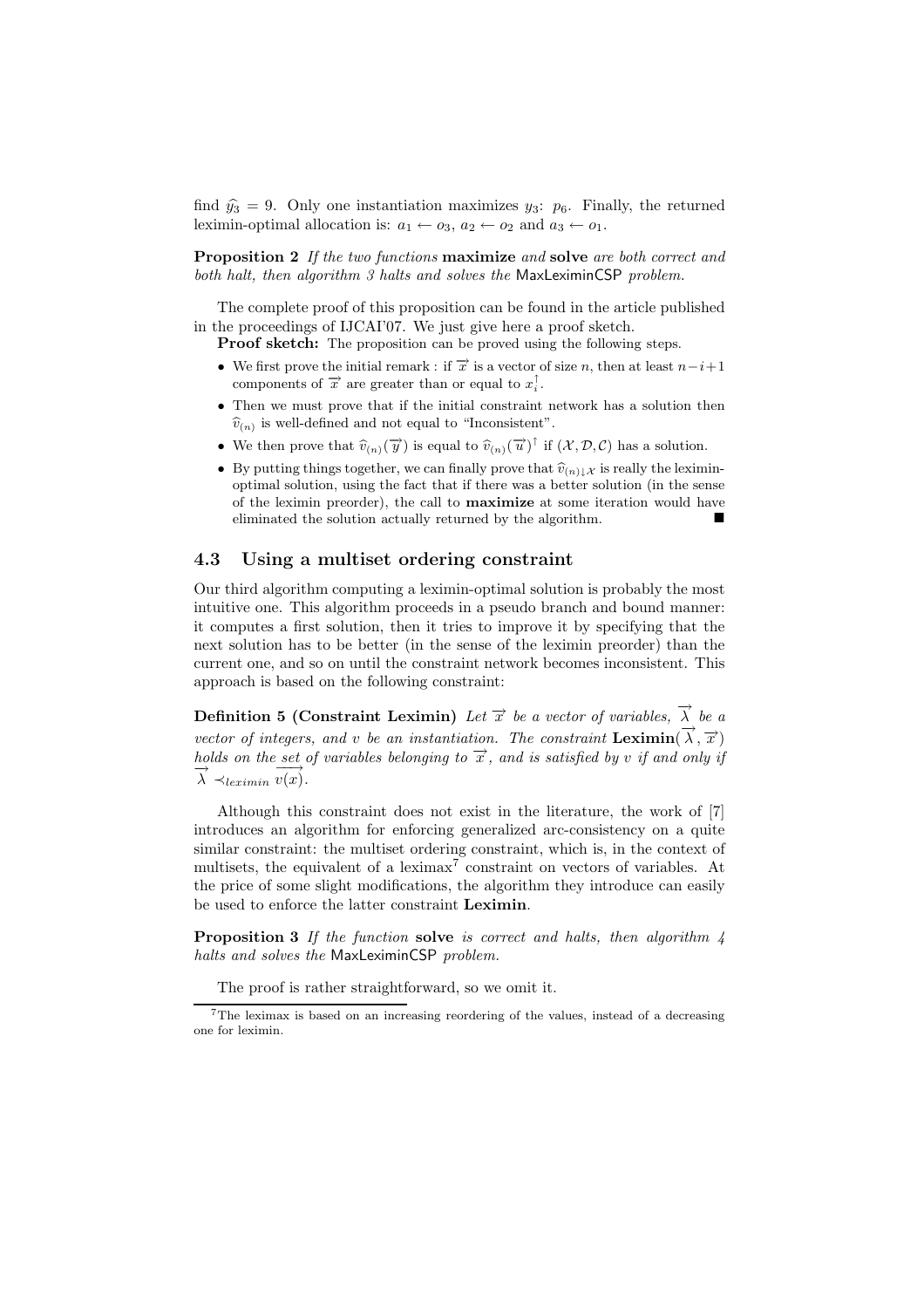find $\widehat{y_3} = 9$. Only one instantiation maximizes $y_3$: $p_6$. Finally, the returned leximin-optimal allocation is: $a_1 \leftarrow o_3$, $a_2 \leftarrow o_2$ and $a_3 \leftarrow o_1$.

**Proposition 2** *If the two functions* **maximize** *and* **solve** *are both correct and both halt, then algorithm 3 halts and solves the* MaxLeximinCSP *problem.*

The complete proof of this proposition can be found in the article published in the proceedings of IJCAI'07. We just give here a proof sketch.

**Proof sketch:** The proposition can be proved using the following steps.

- We first prove the initial remark : if $\overrightarrow{x}$ is a vector of size $n$, then at least $n-i+1$ components of $\overrightarrow{x}$ are greater than or equal to $x_i^{\uparrow}$.
- Then we must prove that if the initial constraint network has a solution then $\widehat{v}_{(n)}$ is well-defined and not equal to "Inconsistent".
- We then prove that $\widehat{v}_{(n)}(\overrightarrow{y})$ is equal to $\widehat{v}_{(n)}(\overrightarrow{u})^{\uparrow}$ if $(\mathcal{X}, \mathcal{D}, \mathcal{C})$ has a solution.
- By putting things together, we can finally prove that $\widehat{v}_{(n)\downarrow \mathcal{X}}$ is really the leximin-optimal solution, using the fact that if there was a better solution (in the sense of the leximin preorder), the call to **maximize** at some iteration would have eliminated the solution actually returned by the algorithm. ■

### 4.3 Using a multiset ordering constraint

Our third algorithm computing a leximin-optimal solution is probably the most intuitive one. This algorithm proceeds in a pseudo branch and bound manner: it computes a first solution, then it tries to improve it by specifying that the next solution has to be better (in the sense of the leximin preorder) than the current one, and so on until the constraint network becomes inconsistent. This approach is based on the following constraint:

**Definition 5 (Constraint Leximin)** *Let $\overrightarrow{x}$ be a vector of variables, $\overrightarrow{\lambda}$ be a vector of integers, and $v$ be an instantiation. The constraint* **Leximin**$(\overrightarrow{\lambda}, \overrightarrow{x})$ *holds on the set of variables belonging to $\overrightarrow{x}$, and is satisfied by $v$ if and only if $\overrightarrow{\lambda} \prec_{leximin} \overrightarrow{v(x)}$.*

Although this constraint does not exist in the literature, the work of [7] introduces an algorithm for enforcing generalized arc-consistency on a quite similar constraint: the multiset ordering constraint, which is, in the context of multisets, the equivalent of a leximax[7] constraint on vectors of variables. At the price of some slight modifications, the algorithm they introduce can easily be used to enforce the latter constraint **Leximin**.

**Proposition 3** *If the function* **solve** *is correct and halts, then algorithm 4 halts and solves the* MaxLeximinCSP *problem.*

The proof is rather straightforward, so we omit it.

[7] The leximax is based on an increasing reordering of the values, instead of a decreasing one for leximin.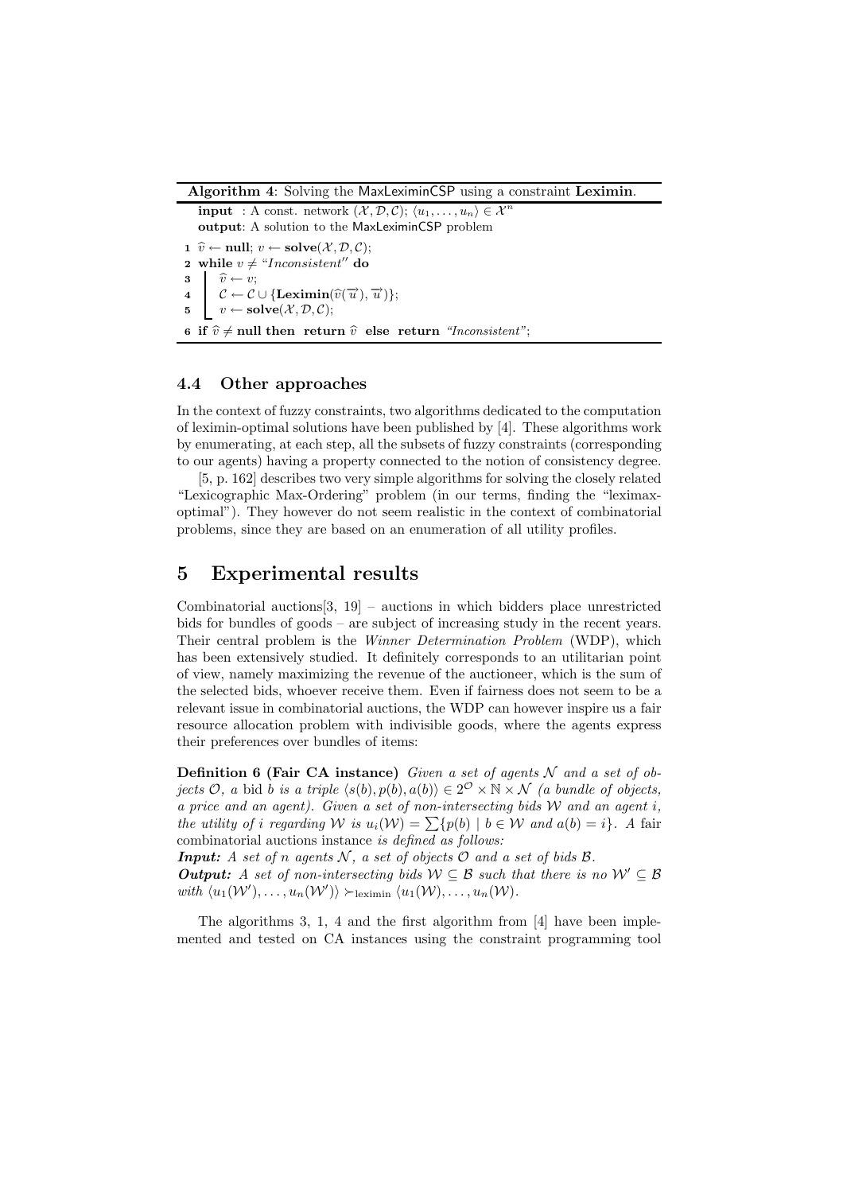**Algorithm 4**: Solving the MaxLeximinCSP using a constraint **Leximin**.

```
input  : A const. network (X, D, C); ⟨u_1, ..., u_n⟩ ∈ X^n
output: A solution to the MaxLeximinCSP problem
1 v̂ ← null; v ← solve(X, D, C);
2 while v ≠ "Inconsistent" do
3     v̂ ← v;
4     C ← C ∪ {Leximin(v̂(u⃗), u⃗)};
5     v ← solve(X, D, C);
6 if v̂ ≠ null then return v̂ else return "Inconsistent";
```

### 4.4 Other approaches

In the context of fuzzy constraints, two algorithms dedicated to the computation of leximin-optimal solutions have been published by [4]. These algorithms work by enumerating, at each step, all the subsets of fuzzy constraints (corresponding to our agents) having a property connected to the notion of consistency degree.

[5, p. 162] describes two very simple algorithms for solving the closely related "Lexicographic Max-Ordering" problem (in our terms, finding the "leximax-optimal"). They however do not seem realistic in the context of combinatorial problems, since they are based on an enumeration of all utility profiles.

## 5 Experimental results

Combinatorial auctions[3, 19] – auctions in which bidders place unrestricted bids for bundles of goods – are subject of increasing study in the recent years. Their central problem is the *Winner Determination Problem* (WDP), which has been extensively studied. It definitely corresponds to an utilitarian point of view, namely maximizing the revenue of the auctioneer, which is the sum of the selected bids, whoever receive them. Even if fairness does not seem to be a relevant issue in combinatorial auctions, the WDP can however inspire us a fair resource allocation problem with indivisible goods, where the agents express their preferences over bundles of items:

**Definition 6 (Fair CA instance)** *Given a set of agents $\mathcal{N}$ and a set of objects $\mathcal{O}$, a* bid *$b$ is a triple $\langle s(b), p(b), a(b)\rangle \in 2^{\mathcal{O}} \times \mathbb{N} \times \mathcal{N}$ (a bundle of objects, a price and an agent). Given a set of non-intersecting bids $\mathcal{W}$ and an agent $i$, the utility of $i$ regarding $\mathcal{W}$ is $u_i(\mathcal{W}) = \sum\{p(b) \mid b \in \mathcal{W} \text{ and } a(b) = i\}$. A* fair combinatorial auctions instance *is defined as follows:*

***Input:*** *A set of $n$ agents $\mathcal{N}$, a set of objects $\mathcal{O}$ and a set of bids $\mathcal{B}$.*

***Output:*** *A set of non-intersecting bids $\mathcal{W} \subseteq \mathcal{B}$ such that there is no $\mathcal{W}' \subseteq \mathcal{B}$ with $\langle u_1(\mathcal{W}'), \ldots, u_n(\mathcal{W}')\rangle \succ_{\text{leximin}} \langle u_1(\mathcal{W}), \ldots, u_n(\mathcal{W})\rangle$.*

The algorithms 3, 1, 4 and the first algorithm from [4] have been implemented and tested on CA instances using the constraint programming tool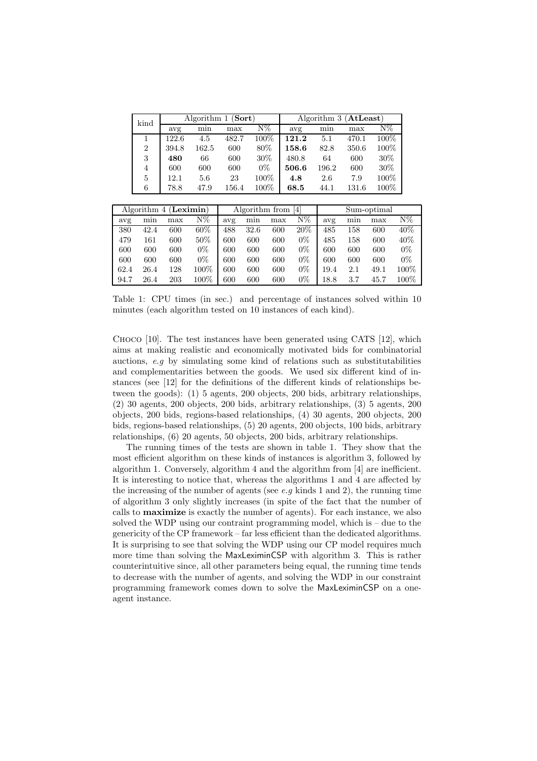| kind | Algorithm 1 (**Sort**) | | | | Algorithm 3 (**AtLeast**) | | | |
|---|---|---|---|---|---|---|---|---|
| | avg | min | max | N% | avg | min | max | N% |
| 1 | 122.6 | 4.5 | 482.7 | 100% | **121.2** | 5.1 | 470.1 | 100% |
| 2 | 394.8 | 162.5 | 600 | 80% | **158.6** | 82.8 | 350.6 | 100% |
| 3 | **480** | 66 | 600 | 30% | 480.8 | 64 | 600 | 30% |
| 4 | 600 | 600 | 600 | 0% | **506.6** | 196.2 | 600 | 30% |
| 5 | 12.1 | 5.6 | 23 | 100% | **4.8** | 2.6 | 7.9 | 100% |
| 6 | 78.8 | 47.9 | 156.4 | 100% | **68.5** | 44.1 | 131.6 | 100% |

| Algorithm 4 (**Leximin**) | | | | Algorithm from [4] | | | | Sum-optimal | | | |
|---|---|---|---|---|---|---|---|---|---|---|---|
| avg | min | max | N% | avg | min | max | N% | avg | min | max | N% |
| 380 | 42.4 | 600 | 60% | 488 | 32.6 | 600 | 20% | 485 | 158 | 600 | 40% |
| 479 | 161 | 600 | 50% | 600 | 600 | 600 | 0% | 485 | 158 | 600 | 40% |
| 600 | 600 | 600 | 0% | 600 | 600 | 600 | 0% | 600 | 600 | 600 | 0% |
| 600 | 600 | 600 | 0% | 600 | 600 | 600 | 0% | 600 | 600 | 600 | 0% |
| 62.4 | 26.4 | 128 | 100% | 600 | 600 | 600 | 0% | 19.4 | 2.1 | 49.1 | 100% |
| 94.7 | 26.4 | 203 | 100% | 600 | 600 | 600 | 0% | 18.8 | 3.7 | 45.7 | 100% |

Table 1: CPU times (in sec.) and percentage of instances solved within 10 minutes (each algorithm tested on 10 instances of each kind).

Choco [10]. The test instances have been generated using CATS [12], which aims at making realistic and economically motivated bids for combinatorial auctions, *e.g* by simulating some kind of relations such as substitutabilities and complementarities between the goods. We used six different kind of instances (see [12] for the definitions of the different kinds of relationships between the goods): (1) 5 agents, 200 objects, 200 bids, arbitrary relationships, (2) 30 agents, 200 objects, 200 bids, arbitrary relationships, (3) 5 agents, 200 objects, 200 bids, regions-based relationships, (4) 30 agents, 200 objects, 200 bids, regions-based relationships, (5) 20 agents, 200 objects, 100 bids, arbitrary relationships, (6) 20 agents, 50 objects, 200 bids, arbitrary relationships.

The running times of the tests are shown in table 1. They show that the most efficient algorithm on these kinds of instances is algorithm 3, followed by algorithm 1. Conversely, algorithm 4 and the algorithm from [4] are inefficient. It is interesting to notice that, whereas the algorithms 1 and 4 are affected by the increasing of the number of agents (see *e.g* kinds 1 and 2), the running time of algorithm 3 only slightly increases (in spite of the fact that the number of calls to **maximize** is exactly the number of agents). For each instance, we also solved the WDP using our contraint programming model, which is – due to the genericity of the CP framework – far less efficient than the dedicated algorithms. It is surprising to see that solving the WDP using our CP model requires much more time than solving the MaxLeximinCSP with algorithm 3. This is rather counterintuitive since, all other parameters being equal, the running time tends to decrease with the number of agents, and solving the WDP in our constraint programming framework comes down to solve the MaxLeximinCSP on a one-agent instance.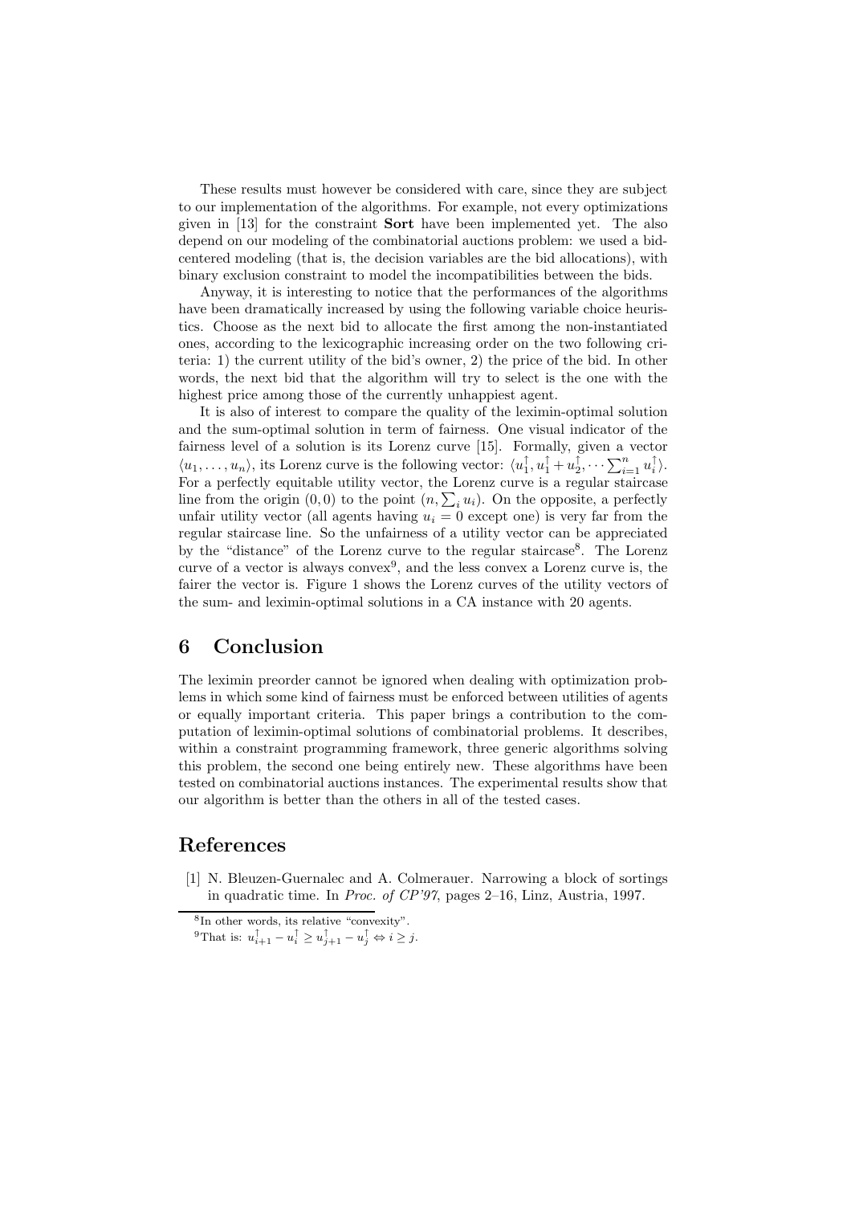These results must however be considered with care, since they are subject to our implementation of the algorithms. For example, not every optimizations given in [13] for the constraint **Sort** have been implemented yet. The also depend on our modeling of the combinatorial auctions problem: we used a bid-centered modeling (that is, the decision variables are the bid allocations), with binary exclusion constraint to model the incompatibilities between the bids.

Anyway, it is interesting to notice that the performances of the algorithms have been dramatically increased by using the following variable choice heuristics. Choose as the next bid to allocate the first among the non-instantiated ones, according to the lexicographic increasing order on the two following criteria: 1) the current utility of the bid's owner, 2) the price of the bid. In other words, the next bid that the algorithm will try to select is the one with the highest price among those of the currently unhappiest agent.

It is also of interest to compare the quality of the leximin-optimal solution and the sum-optimal solution in term of fairness. One visual indicator of the fairness level of a solution is its Lorenz curve [15]. Formally, given a vector $\langle u_1, \ldots, u_n \rangle$, its Lorenz curve is the following vector: $\langle u_1^{\uparrow}, u_1^{\uparrow} + u_2^{\uparrow}, \cdots \sum_{i=1}^{n} u_i^{\uparrow} \rangle$. For a perfectly equitable utility vector, the Lorenz curve is a regular staircase line from the origin $(0, 0)$ to the point $(n, \sum_i u_i)$. On the opposite, a perfectly unfair utility vector (all agents having $u_i = 0$ except one) is very far from the regular staircase line. So the unfairness of a utility vector can be appreciated by the "distance" of the Lorenz curve to the regular staircase[8]. The Lorenz curve of a vector is always convex[9], and the less convex a Lorenz curve is, the fairer the vector is. Figure 1 shows the Lorenz curves of the utility vectors of the sum- and leximin-optimal solutions in a CA instance with 20 agents.

## 6 Conclusion

The leximin preorder cannot be ignored when dealing with optimization problems in which some kind of fairness must be enforced between utilities of agents or equally important criteria. This paper brings a contribution to the computation of leximin-optimal solutions of combinatorial problems. It describes, within a constraint programming framework, three generic algorithms solving this problem, the second one being entirely new. These algorithms have been tested on combinatorial auctions instances. The experimental results show that our algorithm is better than the others in all of the tested cases.

## References

[1] N. Bleuzen-Guernalec and A. Colmerauer. Narrowing a block of sortings in quadratic time. In *Proc. of CP'97*, pages 2–16, Linz, Austria, 1997.

[8] In other words, its relative "convexity".

[9] That is: $u_{i+1}^{\uparrow} - u_i^{\uparrow} \geq u_{j+1}^{\uparrow} - u_j^{\uparrow} \Leftrightarrow i \geq j$.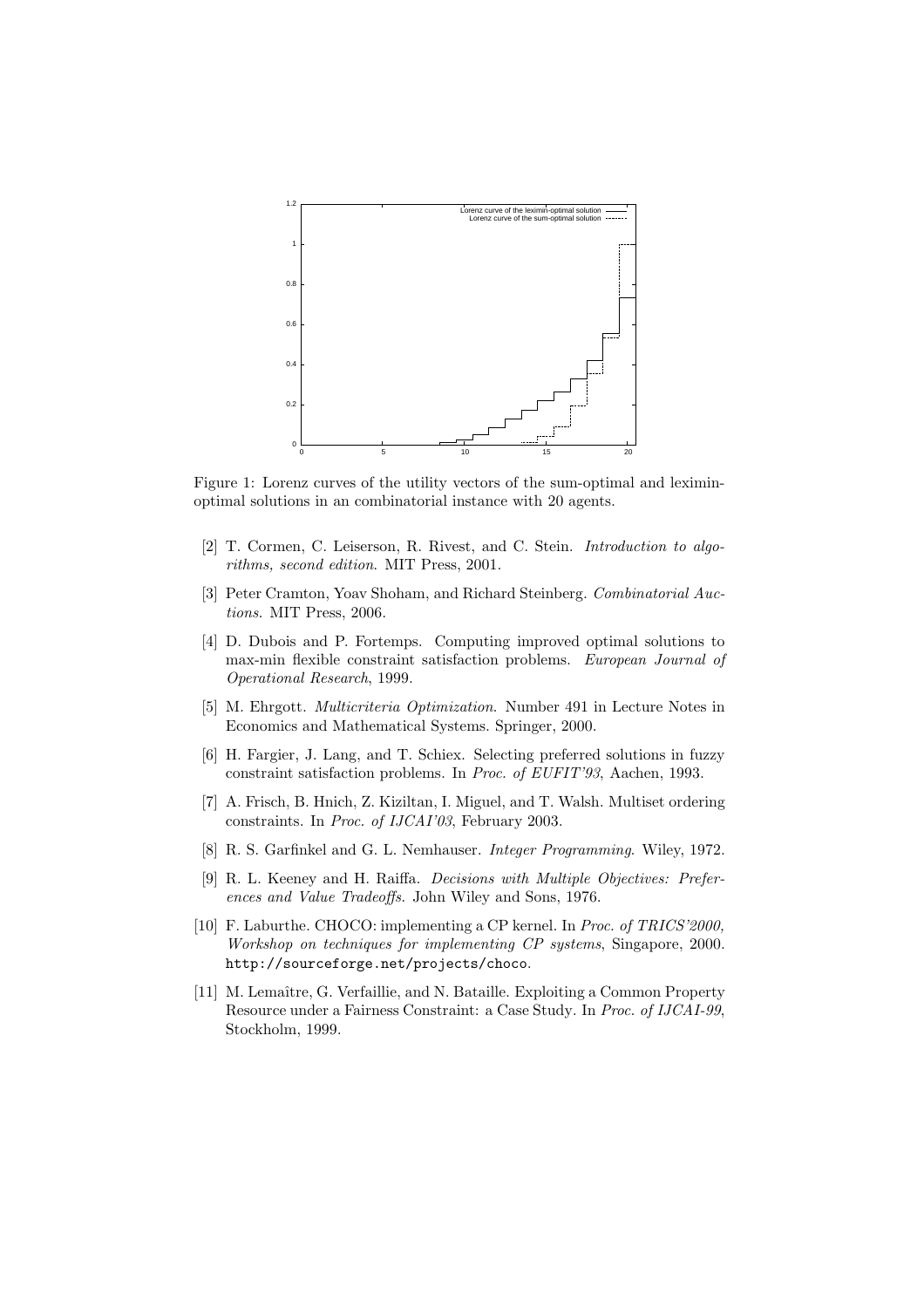Figure 1: Lorenz curves of the utility vectors of the sum-optimal and leximin-optimal solutions in an combinatorial instance with 20 agents.

[2] T. Cormen, C. Leiserson, R. Rivest, and C. Stein. *Introduction to algorithms, second edition*. MIT Press, 2001.

[3] Peter Cramton, Yoav Shoham, and Richard Steinberg. *Combinatorial Auctions*. MIT Press, 2006.

[4] D. Dubois and P. Fortemps. Computing improved optimal solutions to max-min flexible constraint satisfaction problems. *European Journal of Operational Research*, 1999.

[5] M. Ehrgott. *Multicriteria Optimization*. Number 491 in Lecture Notes in Economics and Mathematical Systems. Springer, 2000.

[6] H. Fargier, J. Lang, and T. Schiex. Selecting preferred solutions in fuzzy constraint satisfaction problems. In *Proc. of EUFIT'93*, Aachen, 1993.

[7] A. Frisch, B. Hnich, Z. Kiziltan, I. Miguel, and T. Walsh. Multiset ordering constraints. In *Proc. of IJCAI'03*, February 2003.

[8] R. S. Garfinkel and G. L. Nemhauser. *Integer Programming*. Wiley, 1972.

[9] R. L. Keeney and H. Raiffa. *Decisions with Multiple Objectives: Preferences and Value Tradeoffs*. John Wiley and Sons, 1976.

[10] F. Laburthe. CHOCO: implementing a CP kernel. In *Proc. of TRICS'2000, Workshop on techniques for implementing CP systems*, Singapore, 2000. `http://sourceforge.net/projects/choco`.

[11] M. Lemaître, G. Verfaillie, and N. Bataille. Exploiting a Common Property Resource under a Fairness Constraint: a Case Study. In *Proc. of IJCAI-99*, Stockholm, 1999.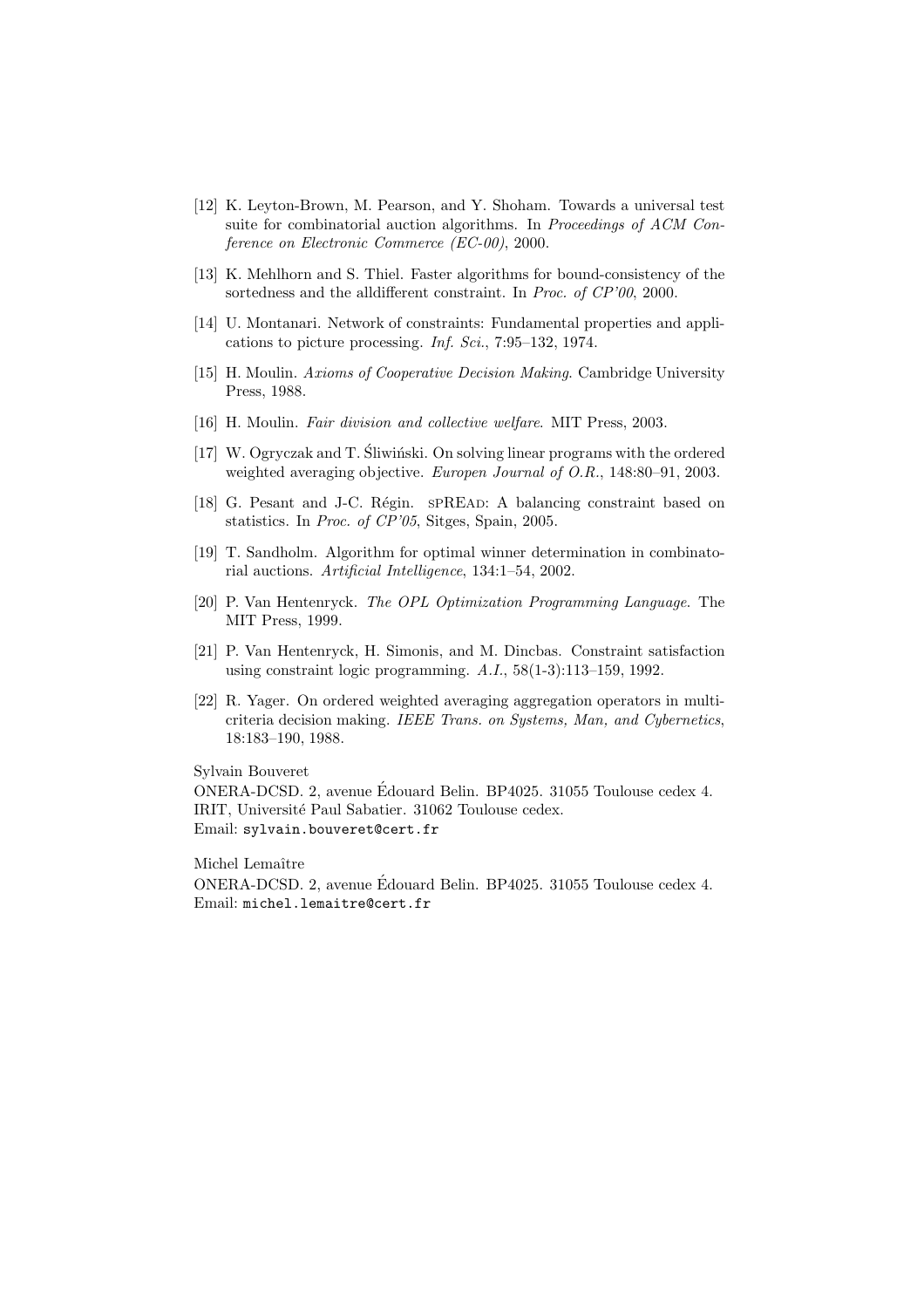[12] K. Leyton-Brown, M. Pearson, and Y. Shoham. Towards a universal test suite for combinatorial auction algorithms. In *Proceedings of ACM Conference on Electronic Commerce (EC-00)*, 2000.

[13] K. Mehlhorn and S. Thiel. Faster algorithms for bound-consistency of the sortedness and the alldifferent constraint. In *Proc. of CP'00*, 2000.

[14] U. Montanari. Network of constraints: Fundamental properties and applications to picture processing. *Inf. Sci.*, 7:95–132, 1974.

[15] H. Moulin. *Axioms of Cooperative Decision Making*. Cambridge University Press, 1988.

[16] H. Moulin. *Fair division and collective welfare*. MIT Press, 2003.

[17] W. Ogryczak and T. Śliwiński. On solving linear programs with the ordered weighted averaging objective. *Europen Journal of O.R.*, 148:80–91, 2003.

[18] G. Pesant and J-C. Régin. spREAD: A balancing constraint based on statistics. In *Proc. of CP'05*, Sitges, Spain, 2005.

[19] T. Sandholm. Algorithm for optimal winner determination in combinatorial auctions. *Artificial Intelligence*, 134:1–54, 2002.

[20] P. Van Hentenryck. *The OPL Optimization Programming Language*. The MIT Press, 1999.

[21] P. Van Hentenryck, H. Simonis, and M. Dincbas. Constraint satisfaction using constraint logic programming. *A.I.*, 58(1-3):113–159, 1992.

[22] R. Yager. On ordered weighted averaging aggregation operators in multicriteria decision making. *IEEE Trans. on Systems, Man, and Cybernetics*, 18:183–190, 1988.

Sylvain Bouveret
ONERA-DCSD. 2, avenue Édouard Belin. BP4025. 31055 Toulouse cedex 4.
IRIT, Université Paul Sabatier. 31062 Toulouse cedex.
Email: `sylvain.bouveret@cert.fr`

Michel Lemaître
ONERA-DCSD. 2, avenue Édouard Belin. BP4025. 31055 Toulouse cedex 4.
Email: `michel.lemaitre@cert.fr`